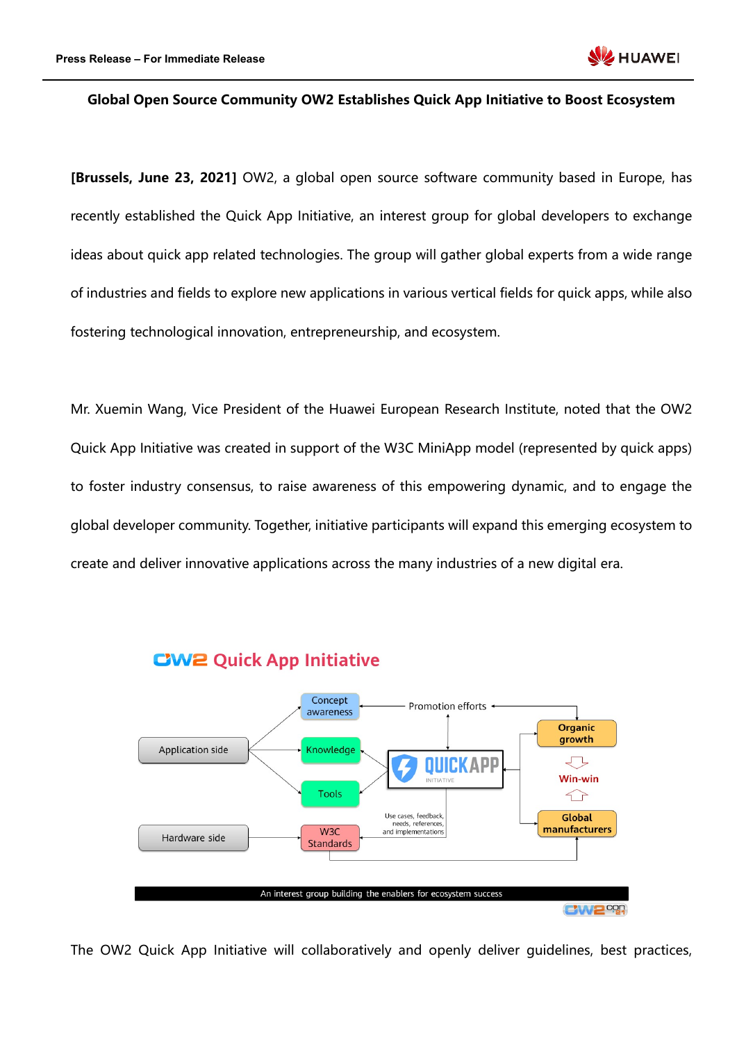Press Release – For Immediate Release

# Global Open Source Community OW2 Establishes Quick App Initiative to Boost Ecosystem

**[Brussels, June 23, 2021]** OW2, a global open source software community based in Europe, has recently established the Quick App Initiative, an interest group for global developers to exchange ideas about quick app related technologies. The group will gather global experts from a wide range of industries and fields to explore new applications in various vertical fields for quick apps, while also fostering technological innovation, entrepreneurship, and ecosystem.

Mr. Xuemin Wang, Vice President of the Huawei European Research Institute, noted that the OW2 Quick App Initiative was created in support of the W3C MiniApp model (represented by quick apps) to foster industry consensus, to raise awareness of this empowering dynamic, and to engage the global developer community. Together, initiative participants will expand this emerging ecosystem to create and deliver innovative applications across the many industries of a new digital era.

OW2 Quick App Initiative

Concept awareness · Promotion efforts · Organic growth · Application side · Knowledge · QUICKAPP INITIATIVE · Win-win · Tools · Hardware side · W3C Standards · Use cases, feedback, needs, references, and implementations · Global manufacturers

An interest group building the enablers for ecosystem success

The OW2 Quick App Initiative will collaboratively and openly deliver guidelines, best practices,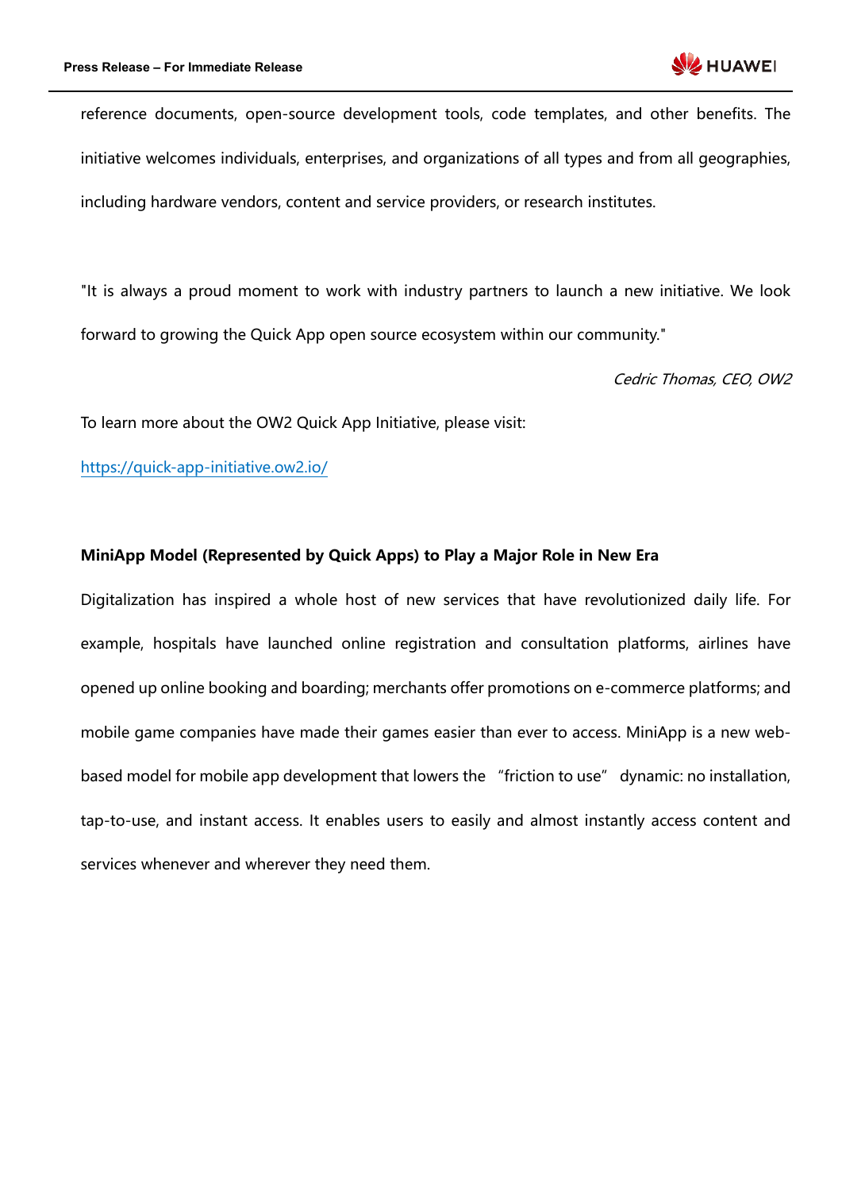reference documents, open-source development tools, code templates, and other benefits. The initiative welcomes individuals, enterprises, and organizations of all types and from all geographies, including hardware vendors, content and service providers, or research institutes.

"It is always a proud moment to work with industry partners to launch a new initiative. We look forward to growing the Quick App open source ecosystem within our community."

*Cedric Thomas, CEO, OW2*

To learn more about the OW2 Quick App Initiative, please visit:

https://quick-app-initiative.ow2.io/

**MiniApp Model (Represented by Quick Apps) to Play a Major Role in New Era**

Digitalization has inspired a whole host of new services that have revolutionized daily life. For example, hospitals have launched online registration and consultation platforms, airlines have opened up online booking and boarding; merchants offer promotions on e-commerce platforms; and mobile game companies have made their games easier than ever to access. MiniApp is a new web-based model for mobile app development that lowers the "friction to use" dynamic: no installation, tap-to-use, and instant access. It enables users to easily and almost instantly access content and services whenever and wherever they need them.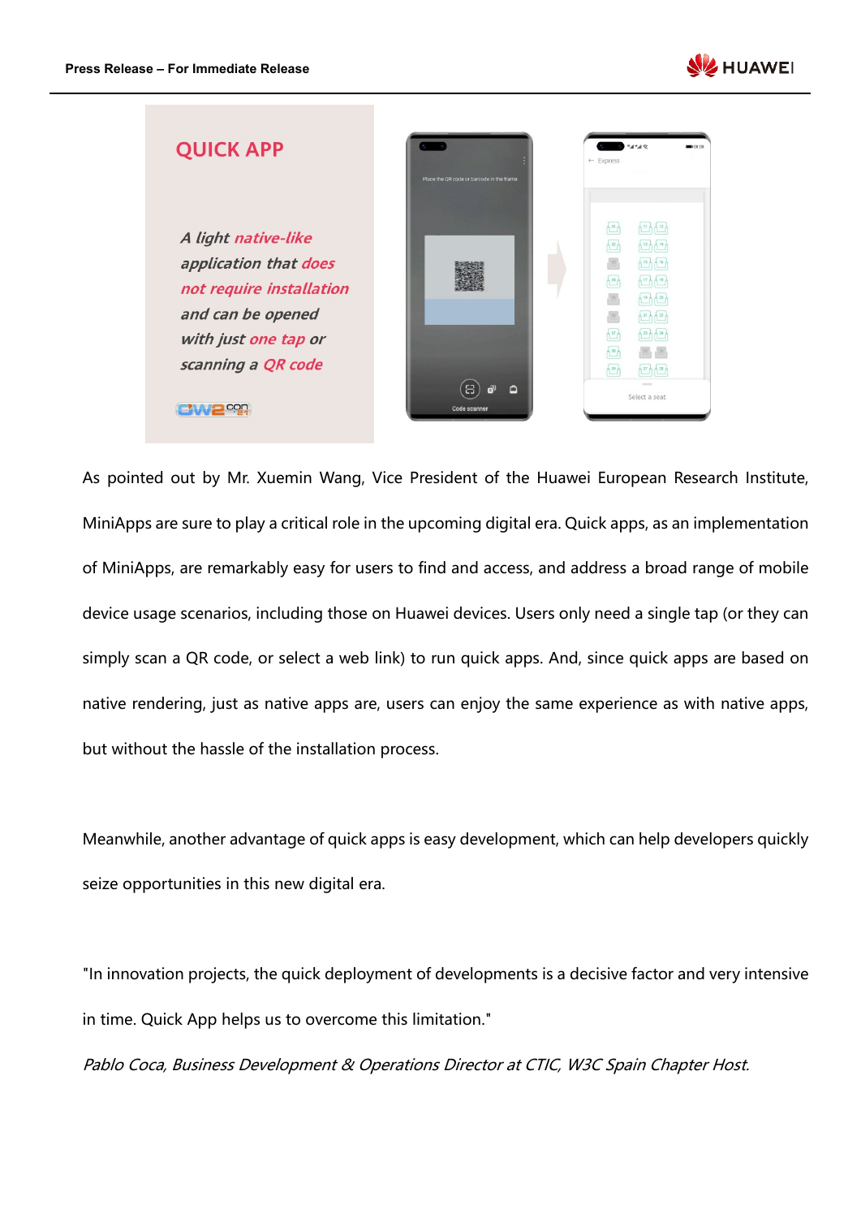As pointed out by Mr. Xuemin Wang, Vice President of the Huawei European Research Institute, MiniApps are sure to play a critical role in the upcoming digital era. Quick apps, as an implementation of MiniApps, are remarkably easy for users to find and access, and address a broad range of mobile device usage scenarios, including those on Huawei devices. Users only need a single tap (or they can simply scan a QR code, or select a web link) to run quick apps. And, since quick apps are based on native rendering, just as native apps are, users can enjoy the same experience as with native apps, but without the hassle of the installation process.

Meanwhile, another advantage of quick apps is easy development, which can help developers quickly seize opportunities in this new digital era.

"In innovation projects, the quick deployment of developments is a decisive factor and very intensive in time. Quick App helps us to overcome this limitation."

*Pablo Coca, Business Development & Operations Director at CTIC, W3C Spain Chapter Host.*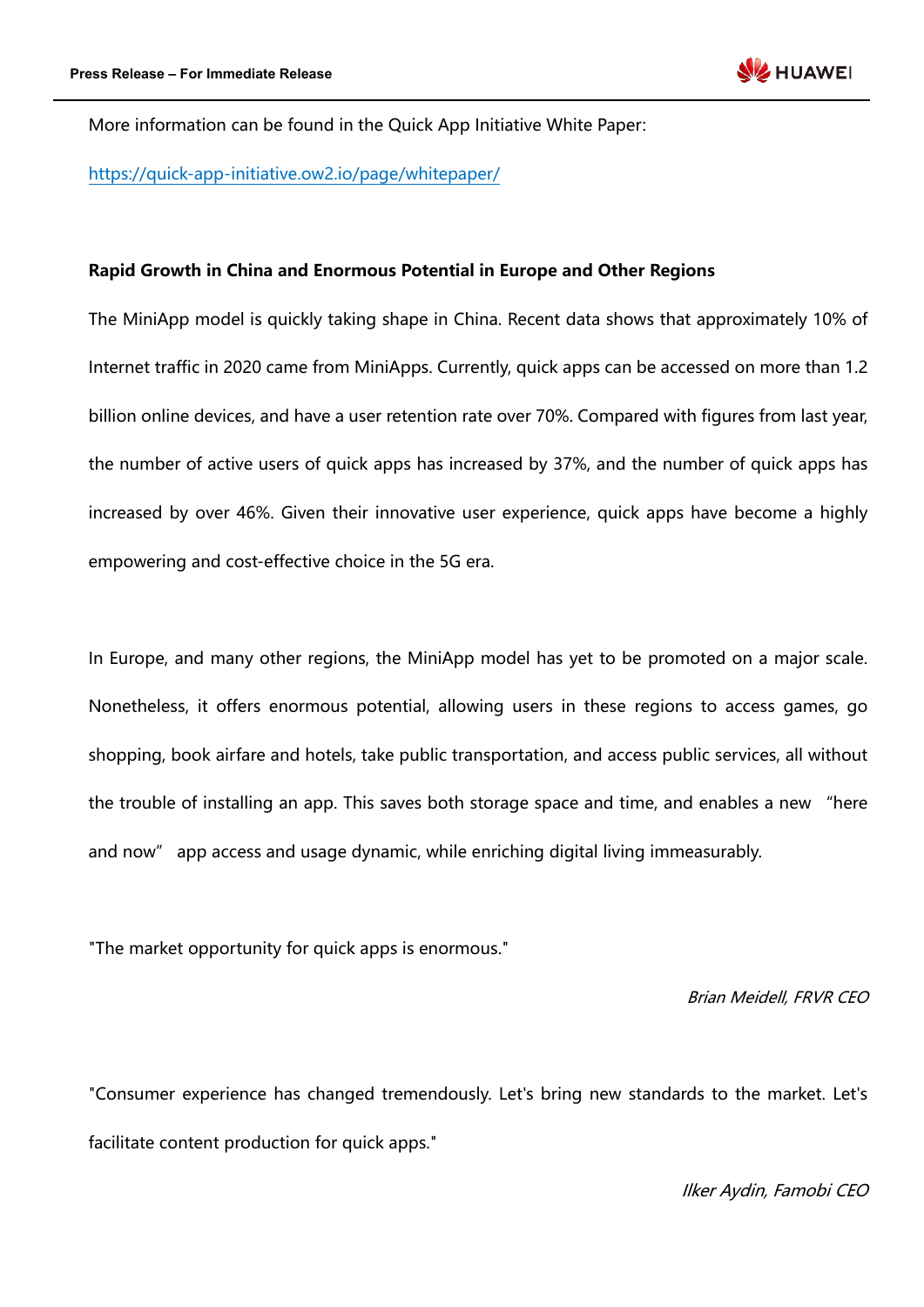More information can be found in the Quick App Initiative White Paper:

[https://quick-app-initiative.ow2.io/page/whitepaper/](https://quick-app-initiative.ow2.io/page/whitepaper/)

**Rapid Growth in China and Enormous Potential in Europe and Other Regions**

The MiniApp model is quickly taking shape in China. Recent data shows that approximately 10% of Internet traffic in 2020 came from MiniApps. Currently, quick apps can be accessed on more than 1.2 billion online devices, and have a user retention rate over 70%. Compared with figures from last year, the number of active users of quick apps has increased by 37%, and the number of quick apps has increased by over 46%. Given their innovative user experience, quick apps have become a highly empowering and cost-effective choice in the 5G era.

In Europe, and many other regions, the MiniApp model has yet to be promoted on a major scale. Nonetheless, it offers enormous potential, allowing users in these regions to access games, go shopping, book airfare and hotels, take public transportation, and access public services, all without the trouble of installing an app. This saves both storage space and time, and enables a new "here and now" app access and usage dynamic, while enriching digital living immeasurably.

"The market opportunity for quick apps is enormous."

*Brian Meidell, FRVR CEO*

"Consumer experience has changed tremendously. Let's bring new standards to the market. Let's facilitate content production for quick apps."

*Ilker Aydin, Famobi CEO*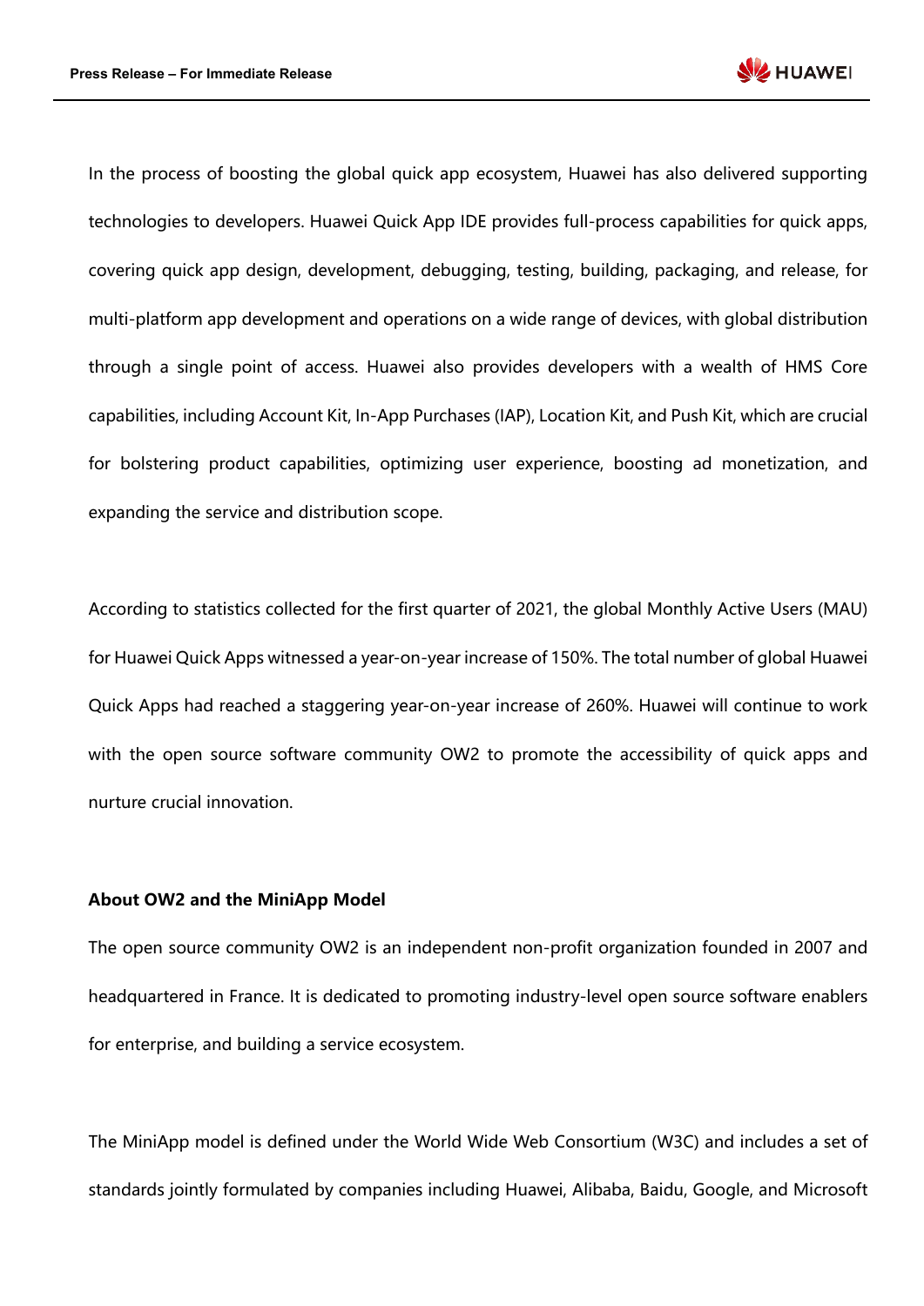In the process of boosting the global quick app ecosystem, Huawei has also delivered supporting technologies to developers. Huawei Quick App IDE provides full-process capabilities for quick apps, covering quick app design, development, debugging, testing, building, packaging, and release, for multi-platform app development and operations on a wide range of devices, with global distribution through a single point of access. Huawei also provides developers with a wealth of HMS Core capabilities, including Account Kit, In-App Purchases (IAP), Location Kit, and Push Kit, which are crucial for bolstering product capabilities, optimizing user experience, boosting ad monetization, and expanding the service and distribution scope.

According to statistics collected for the first quarter of 2021, the global Monthly Active Users (MAU) for Huawei Quick Apps witnessed a year-on-year increase of 150%. The total number of global Huawei Quick Apps had reached a staggering year-on-year increase of 260%. Huawei will continue to work with the open source software community OW2 to promote the accessibility of quick apps and nurture crucial innovation.

**About OW2 and the MiniApp Model**

The open source community OW2 is an independent non-profit organization founded in 2007 and headquartered in France. It is dedicated to promoting industry-level open source software enablers for enterprise, and building a service ecosystem.

The MiniApp model is defined under the World Wide Web Consortium (W3C) and includes a set of standards jointly formulated by companies including Huawei, Alibaba, Baidu, Google, and Microsoft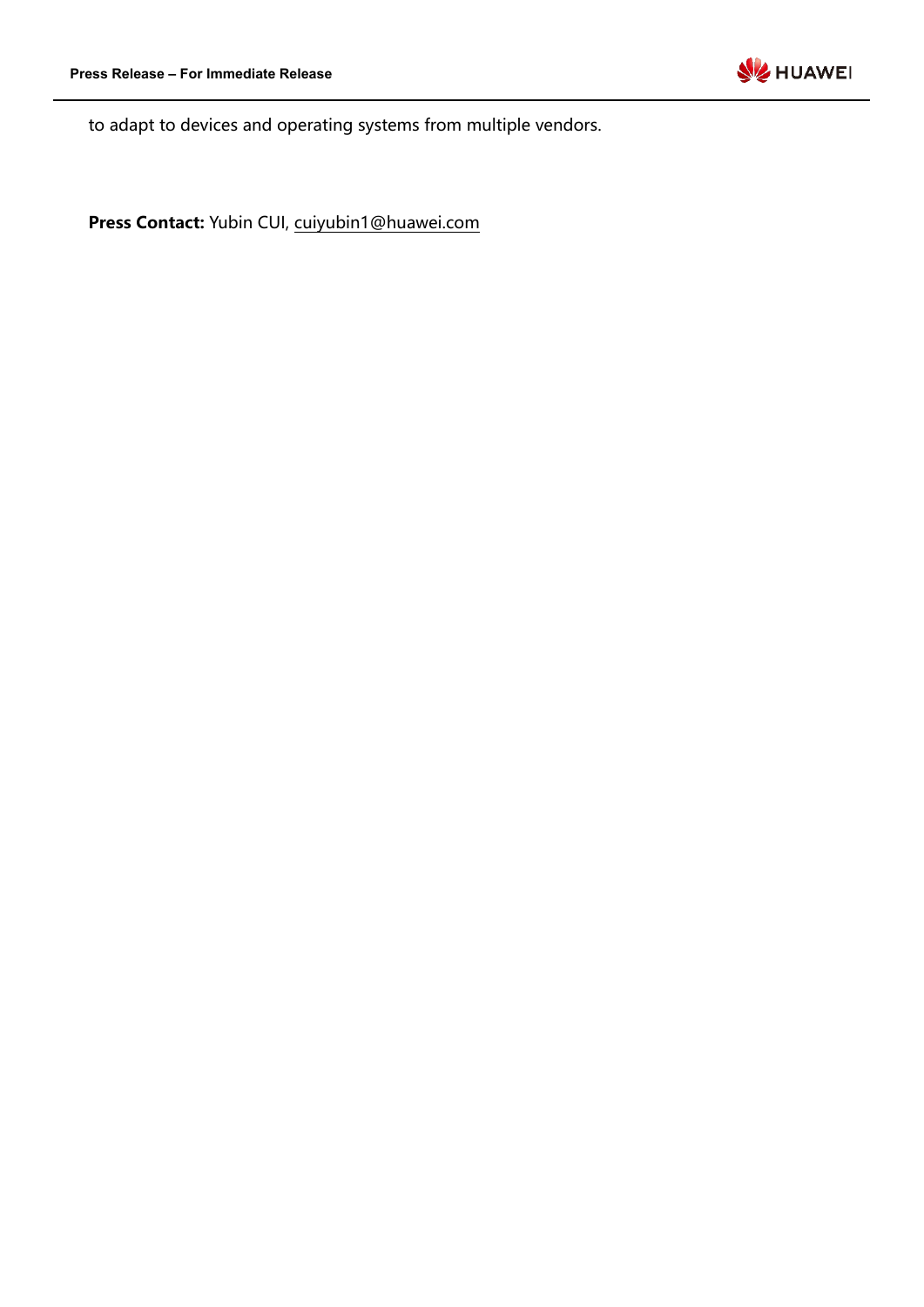to adapt to devices and operating systems from multiple vendors.

**Press Contact:** Yubin CUI, cuiyubin1@huawei.com